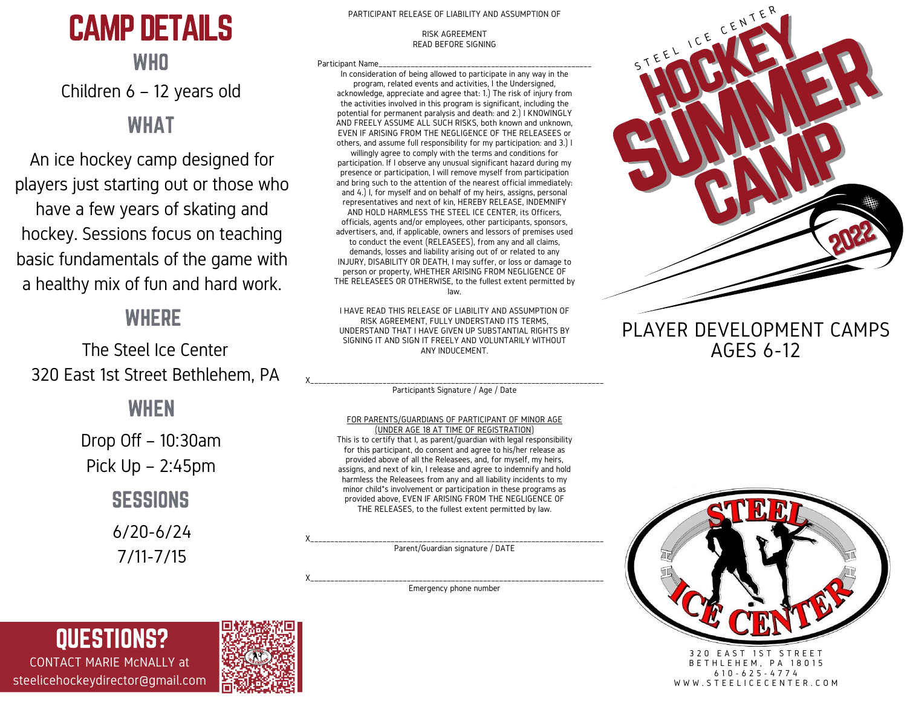# CAMP DETAILS

## WHO

Children 6 – 12 years old

## WHAT

An ice hockey camp designed for players just starting out or those who have a few years of skating and hockey. Sessions focus on teaching basic fundamentals of the game with a healthy mix of fun and hard work.

## WHERE

The Steel Ice Center
320 East 1st Street Bethlehem, PA

## WHEN

Drop Off – 10:30am
Pick Up – 2:45pm

## SESSIONS

6/20-6/24
7/11-7/15

## QUESTIONS?

CONTACT MARIE McNALLY at
steelicehockeydirector@gmail.com

PARTICIPANT RELEASE OF LIABILITY AND ASSUMPTION OF

RISK AGREEMENT
READ BEFORE SIGNING

Participant Name_____________________________________________________

In consideration of being allowed to participate in any way in the program, related events and activities, I the Undersigned, acknowledge, appreciate and agree that: 1.) The risk of injury from the activities involved in this program is significant, including the potential for permanent paralysis and death: and 2.) I KNOWINGLY AND FREELY ASSUME ALL SUCH RISKS, both known and unknown, EVEN IF ARISING FROM THE NEGLIGENCE OF THE RELEASEES or others, and assume full responsibility for my participation: and 3.) I willingly agree to comply with the terms and conditions for participation. If I observe any unusual significant hazard during my presence or participation, I will remove myself from participation and bring such to the attention of the nearest official immediately: and 4.) I, for myself and on behalf of my heirs, assigns, personal representatives and next of kin, HEREBY RELEASE, INDEMNIFY AND HOLD HARMLESS THE STEEL ICE CENTER, its Officers, officials, agents and/or employees, other participants, sponsors, advertisers, and, if applicable, owners and lessors of premises used to conduct the event (RELEASEES), from any and all claims, demands, losses and liability arising out of or related to any INJURY, DISABILITY OR DEATH, I may suffer, or loss or damage to person or property, WHETHER ARISING FROM NEGLIGENCE OF THE RELEASEES OR OTHERWISE, to the fullest extent permitted by law.

I HAVE READ THIS RELEASE OF LIABILITY AND ASSUMPTION OF RISK AGREEMENT, FULLY UNDERSTAND ITS TERMS, UNDERSTAND THAT I HAVE GIVEN UP SUBSTANTIAL RIGHTS BY SIGNING IT AND SIGN IT FREELY AND VOLUNTARILY WITHOUT ANY INDUCEMENT.

X_______________________________________________________________________
Participant's Signature / Age / Date

FOR PARENTS/GUARDIANS OF PARTICIPANT OF MINOR AGE (UNDER AGE 18 AT TIME OF REGISTRATION)

This is to certify that I, as parent/guardian with legal responsibility for this participant, do consent and agree to his/her release as provided above of all the Releasees, and, for myself, my heirs, assigns, and next of kin, I release and agree to indemnify and hold harmless the Releasees from any and all liability incidents to my minor child's involvement or participation in these programs as provided above, EVEN IF ARISING FROM THE NEGLIGENCE OF THE RELEASES, to the fullest extent permitted by law.

X_______________________________________________________________________
Parent/Guardian signature / DATE

X_______________________________________________________________________
Emergency phone number

STEEL ICE CENTER

# HOCKEY SUMMER CAMP 2022

## PLAYER DEVELOPMENT CAMPS AGES 6-12

STEEL ICE CENTER

320 EAST 1ST STREET
BETHLEHEM, PA 18015
610-625-4774
WWW.STEELICECENTER.COM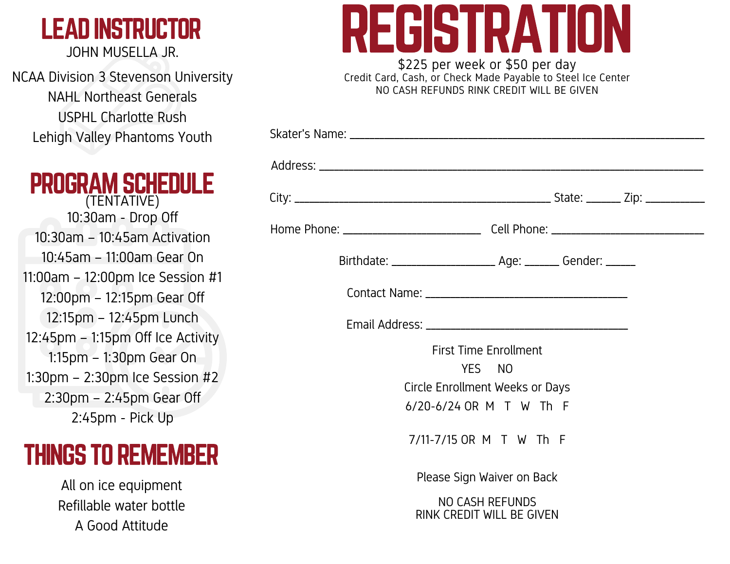## LEAD INSTRUCTOR

JOHN MUSELLA JR.

NCAA Division 3 Stevenson University

NAHL Northeast Generals

USPHL Charlotte Rush

Lehigh Valley Phantoms Youth

## PROGRAM SCHEDULE

(TENTATIVE)

10:30am - Drop Off

10:30am – 10:45am Activation

10:45am – 11:00am Gear On

11:00am – 12:00pm Ice Session #1

12:00pm – 12:15pm Gear Off

12:15pm – 12:45pm Lunch

12:45pm – 1:15pm Off Ice Activity

1:15pm – 1:30pm Gear On

1:30pm – 2:30pm Ice Session #2

2:30pm – 2:45pm Gear Off

2:45pm - Pick Up

## THINGS TO REMEMBER

All on ice equipment

Refillable water bottle

A Good Attitude

# REGISTRATION

$225 per week or $50 per day

Credit Card, Cash, or Check Made Payable to Steel Ice Center

NO CASH REFUNDS RINK CREDIT WILL BE GIVEN

Skater's Name: ____________________________________________

Address: ____________________________________________

City: ______________________________ State: ______ Zip: __________

Home Phone: ____________________ Cell Phone: ______________________

Birthdate: _______________ Age: ______ Gender: _____

Contact Name: ______________________________

Email Address: ______________________________

First Time Enrollment

YES NO

Circle Enrollment Weeks or Days

6/20-6/24 OR M T W Th F

7/11-7/15 OR M T W Th F

Please Sign Waiver on Back

NO CASH REFUNDS
RINK CREDIT WILL BE GIVEN